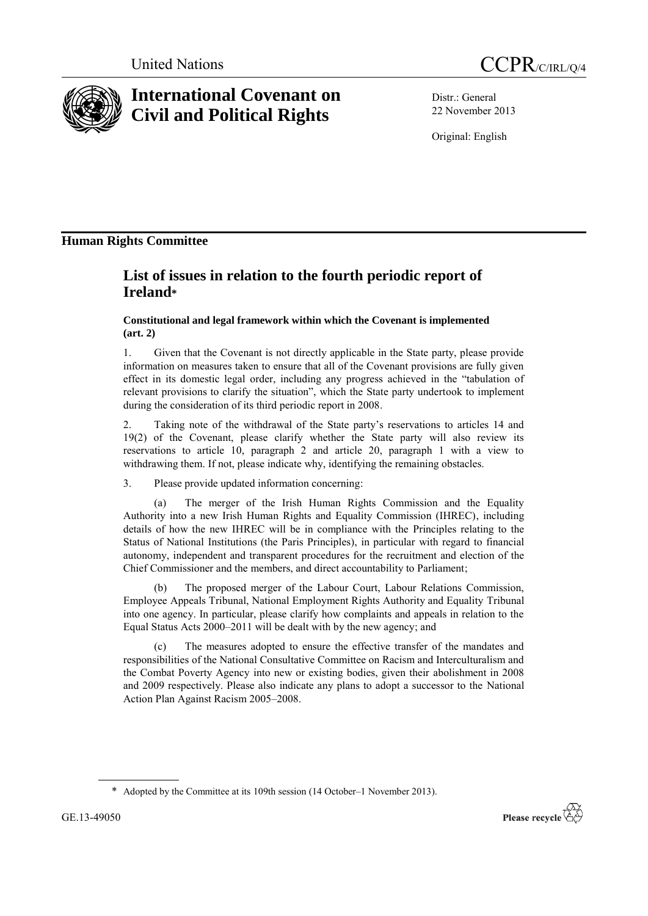United Nations CCPR/C/IRL/Q/4

# International Covenant on Civil and Political Rights

Distr.: General
22 November 2013

Original: English

## Human Rights Committee

## List of issues in relation to the fourth periodic report of Ireland*

### Constitutional and legal framework within which the Covenant is implemented (art. 2)

1. Given that the Covenant is not directly applicable in the State party, please provide information on measures taken to ensure that all of the Covenant provisions are fully given effect in its domestic legal order, including any progress achieved in the "tabulation of relevant provisions to clarify the situation", which the State party undertook to implement during the consideration of its third periodic report in 2008.

2. Taking note of the withdrawal of the State party's reservations to articles 14 and 19(2) of the Covenant, please clarify whether the State party will also review its reservations to article 10, paragraph 2 and article 20, paragraph 1 with a view to withdrawing them. If not, please indicate why, identifying the remaining obstacles.

3. Please provide updated information concerning:

(a) The merger of the Irish Human Rights Commission and the Equality Authority into a new Irish Human Rights and Equality Commission (IHREC), including details of how the new IHREC will be in compliance with the Principles relating to the Status of National Institutions (the Paris Principles), in particular with regard to financial autonomy, independent and transparent procedures for the recruitment and election of the Chief Commissioner and the members, and direct accountability to Parliament;

(b) The proposed merger of the Labour Court, Labour Relations Commission, Employee Appeals Tribunal, National Employment Rights Authority and Equality Tribunal into one agency. In particular, please clarify how complaints and appeals in relation to the Equal Status Acts 2000–2011 will be dealt with by the new agency; and

(c) The measures adopted to ensure the effective transfer of the mandates and responsibilities of the National Consultative Committee on Racism and Interculturalism and the Combat Poverty Agency into new or existing bodies, given their abolishment in 2008 and 2009 respectively. Please also indicate any plans to adopt a successor to the National Action Plan Against Racism 2005–2008.

---

\* Adopted by the Committee at its 109th session (14 October–1 November 2013).

GE.13-49050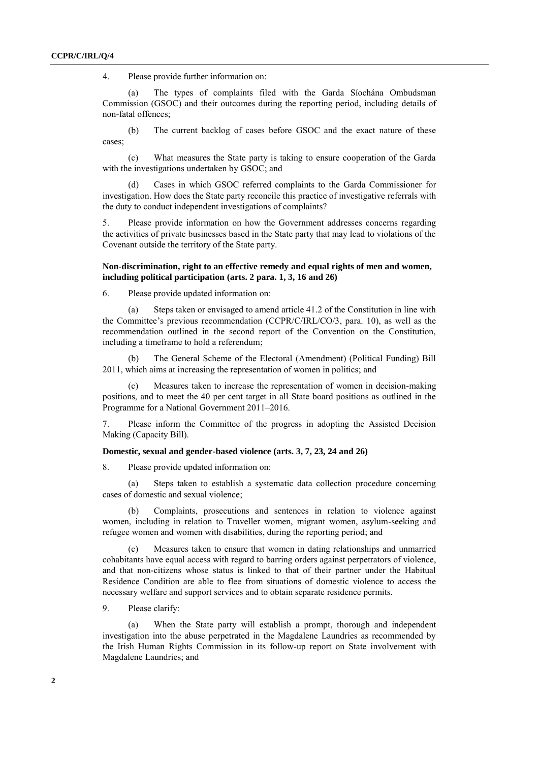4. Please provide further information on:

(a) The types of complaints filed with the Garda Síochána Ombudsman Commission (GSOC) and their outcomes during the reporting period, including details of non-fatal offences;

(b) The current backlog of cases before GSOC and the exact nature of these cases;

(c) What measures the State party is taking to ensure cooperation of the Garda with the investigations undertaken by GSOC; and

(d) Cases in which GSOC referred complaints to the Garda Commissioner for investigation. How does the State party reconcile this practice of investigative referrals with the duty to conduct independent investigations of complaints?

5. Please provide information on how the Government addresses concerns regarding the activities of private businesses based in the State party that may lead to violations of the Covenant outside the territory of the State party.

### Non-discrimination, right to an effective remedy and equal rights of men and women, including political participation (arts. 2 para. 1, 3, 16 and 26)

6. Please provide updated information on:

(a) Steps taken or envisaged to amend article 41.2 of the Constitution in line with the Committee's previous recommendation (CCPR/C/IRL/CO/3, para. 10), as well as the recommendation outlined in the second report of the Convention on the Constitution, including a timeframe to hold a referendum;

(b) The General Scheme of the Electoral (Amendment) (Political Funding) Bill 2011, which aims at increasing the representation of women in politics; and

(c) Measures taken to increase the representation of women in decision-making positions, and to meet the 40 per cent target in all State board positions as outlined in the Programme for a National Government 2011–2016.

7. Please inform the Committee of the progress in adopting the Assisted Decision Making (Capacity Bill).

### Domestic, sexual and gender-based violence (arts. 3, 7, 23, 24 and 26)

8. Please provide updated information on:

(a) Steps taken to establish a systematic data collection procedure concerning cases of domestic and sexual violence;

(b) Complaints, prosecutions and sentences in relation to violence against women, including in relation to Traveller women, migrant women, asylum-seeking and refugee women and women with disabilities, during the reporting period; and

(c) Measures taken to ensure that women in dating relationships and unmarried cohabitants have equal access with regard to barring orders against perpetrators of violence, and that non-citizens whose status is linked to that of their partner under the Habitual Residence Condition are able to flee from situations of domestic violence to access the necessary welfare and support services and to obtain separate residence permits.

9. Please clarify:

(a) When the State party will establish a prompt, thorough and independent investigation into the abuse perpetrated in the Magdalene Laundries as recommended by the Irish Human Rights Commission in its follow-up report on State involvement with Magdalene Laundries; and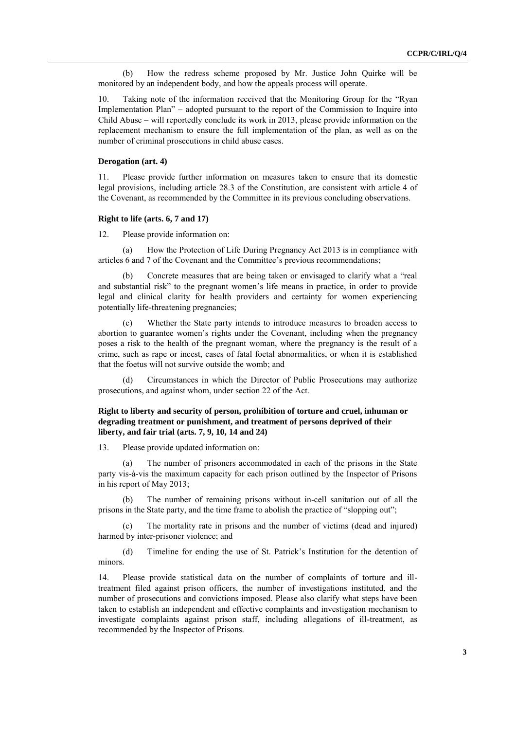(b) How the redress scheme proposed by Mr. Justice John Quirke will be monitored by an independent body, and how the appeals process will operate.

10. Taking note of the information received that the Monitoring Group for the "Ryan Implementation Plan" – adopted pursuant to the report of the Commission to Inquire into Child Abuse – will reportedly conclude its work in 2013, please provide information on the replacement mechanism to ensure the full implementation of the plan, as well as on the number of criminal prosecutions in child abuse cases.

### Derogation (art. 4)

11. Please provide further information on measures taken to ensure that its domestic legal provisions, including article 28.3 of the Constitution, are consistent with article 4 of the Covenant, as recommended by the Committee in its previous concluding observations.

### Right to life (arts. 6, 7 and 17)

12. Please provide information on:

(a) How the Protection of Life During Pregnancy Act 2013 is in compliance with articles 6 and 7 of the Covenant and the Committee's previous recommendations;

(b) Concrete measures that are being taken or envisaged to clarify what a "real and substantial risk" to the pregnant women's life means in practice, in order to provide legal and clinical clarity for health providers and certainty for women experiencing potentially life-threatening pregnancies;

(c) Whether the State party intends to introduce measures to broaden access to abortion to guarantee women's rights under the Covenant, including when the pregnancy poses a risk to the health of the pregnant woman, where the pregnancy is the result of a crime, such as rape or incest, cases of fatal foetal abnormalities, or when it is established that the foetus will not survive outside the womb; and

(d) Circumstances in which the Director of Public Prosecutions may authorize prosecutions, and against whom, under section 22 of the Act.

### Right to liberty and security of person, prohibition of torture and cruel, inhuman or degrading treatment or punishment, and treatment of persons deprived of their liberty, and fair trial (arts. 7, 9, 10, 14 and 24)

13. Please provide updated information on:

(a) The number of prisoners accommodated in each of the prisons in the State party vis-à-vis the maximum capacity for each prison outlined by the Inspector of Prisons in his report of May 2013;

(b) The number of remaining prisons without in-cell sanitation out of all the prisons in the State party, and the time frame to abolish the practice of "slopping out";

(c) The mortality rate in prisons and the number of victims (dead and injured) harmed by inter-prisoner violence; and

(d) Timeline for ending the use of St. Patrick's Institution for the detention of minors.

14. Please provide statistical data on the number of complaints of torture and ill-treatment filed against prison officers, the number of investigations instituted, and the number of prosecutions and convictions imposed. Please also clarify what steps have been taken to establish an independent and effective complaints and investigation mechanism to investigate complaints against prison staff, including allegations of ill-treatment, as recommended by the Inspector of Prisons.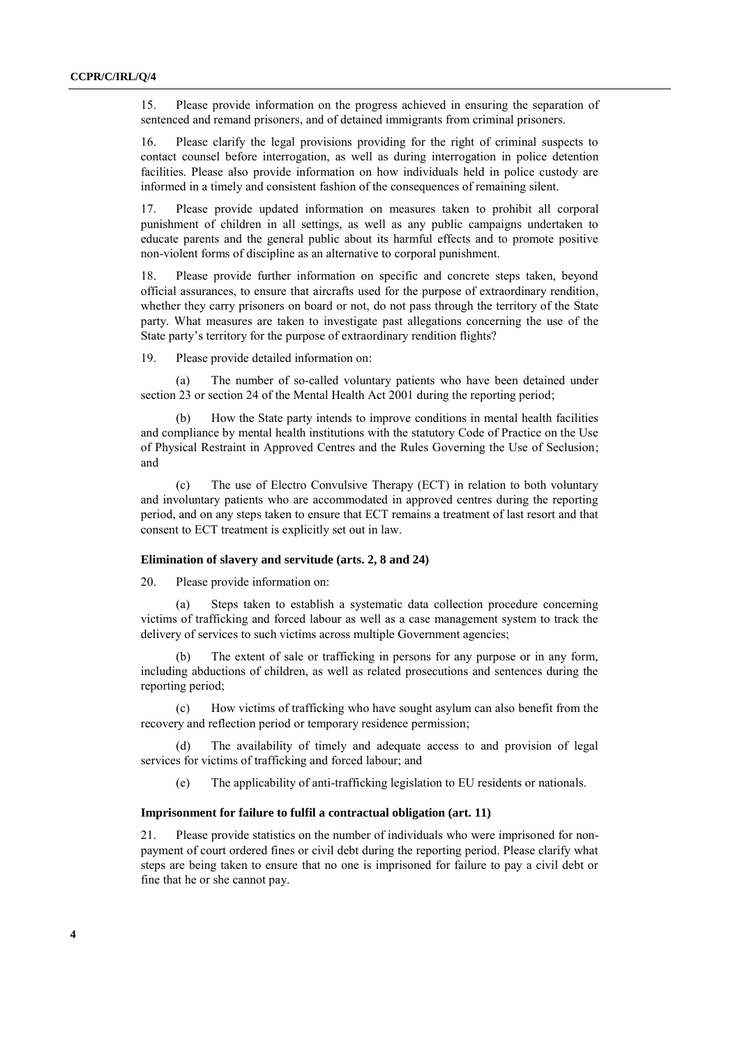15. Please provide information on the progress achieved in ensuring the separation of sentenced and remand prisoners, and of detained immigrants from criminal prisoners.

16. Please clarify the legal provisions providing for the right of criminal suspects to contact counsel before interrogation, as well as during interrogation in police detention facilities. Please also provide information on how individuals held in police custody are informed in a timely and consistent fashion of the consequences of remaining silent.

17. Please provide updated information on measures taken to prohibit all corporal punishment of children in all settings, as well as any public campaigns undertaken to educate parents and the general public about its harmful effects and to promote positive non-violent forms of discipline as an alternative to corporal punishment.

18. Please provide further information on specific and concrete steps taken, beyond official assurances, to ensure that aircrafts used for the purpose of extraordinary rendition, whether they carry prisoners on board or not, do not pass through the territory of the State party. What measures are taken to investigate past allegations concerning the use of the State party's territory for the purpose of extraordinary rendition flights?

19. Please provide detailed information on:

(a) The number of so-called voluntary patients who have been detained under section 23 or section 24 of the Mental Health Act 2001 during the reporting period;

(b) How the State party intends to improve conditions in mental health facilities and compliance by mental health institutions with the statutory Code of Practice on the Use of Physical Restraint in Approved Centres and the Rules Governing the Use of Seclusion; and

(c) The use of Electro Convulsive Therapy (ECT) in relation to both voluntary and involuntary patients who are accommodated in approved centres during the reporting period, and on any steps taken to ensure that ECT remains a treatment of last resort and that consent to ECT treatment is explicitly set out in law.

### Elimination of slavery and servitude (arts. 2, 8 and 24)

20. Please provide information on:

(a) Steps taken to establish a systematic data collection procedure concerning victims of trafficking and forced labour as well as a case management system to track the delivery of services to such victims across multiple Government agencies;

(b) The extent of sale or trafficking in persons for any purpose or in any form, including abductions of children, as well as related prosecutions and sentences during the reporting period;

(c) How victims of trafficking who have sought asylum can also benefit from the recovery and reflection period or temporary residence permission;

(d) The availability of timely and adequate access to and provision of legal services for victims of trafficking and forced labour; and

(e) The applicability of anti-trafficking legislation to EU residents or nationals.

### Imprisonment for failure to fulfil a contractual obligation (art. 11)

21. Please provide statistics on the number of individuals who were imprisoned for non-payment of court ordered fines or civil debt during the reporting period. Please clarify what steps are being taken to ensure that no one is imprisoned for failure to pay a civil debt or fine that he or she cannot pay.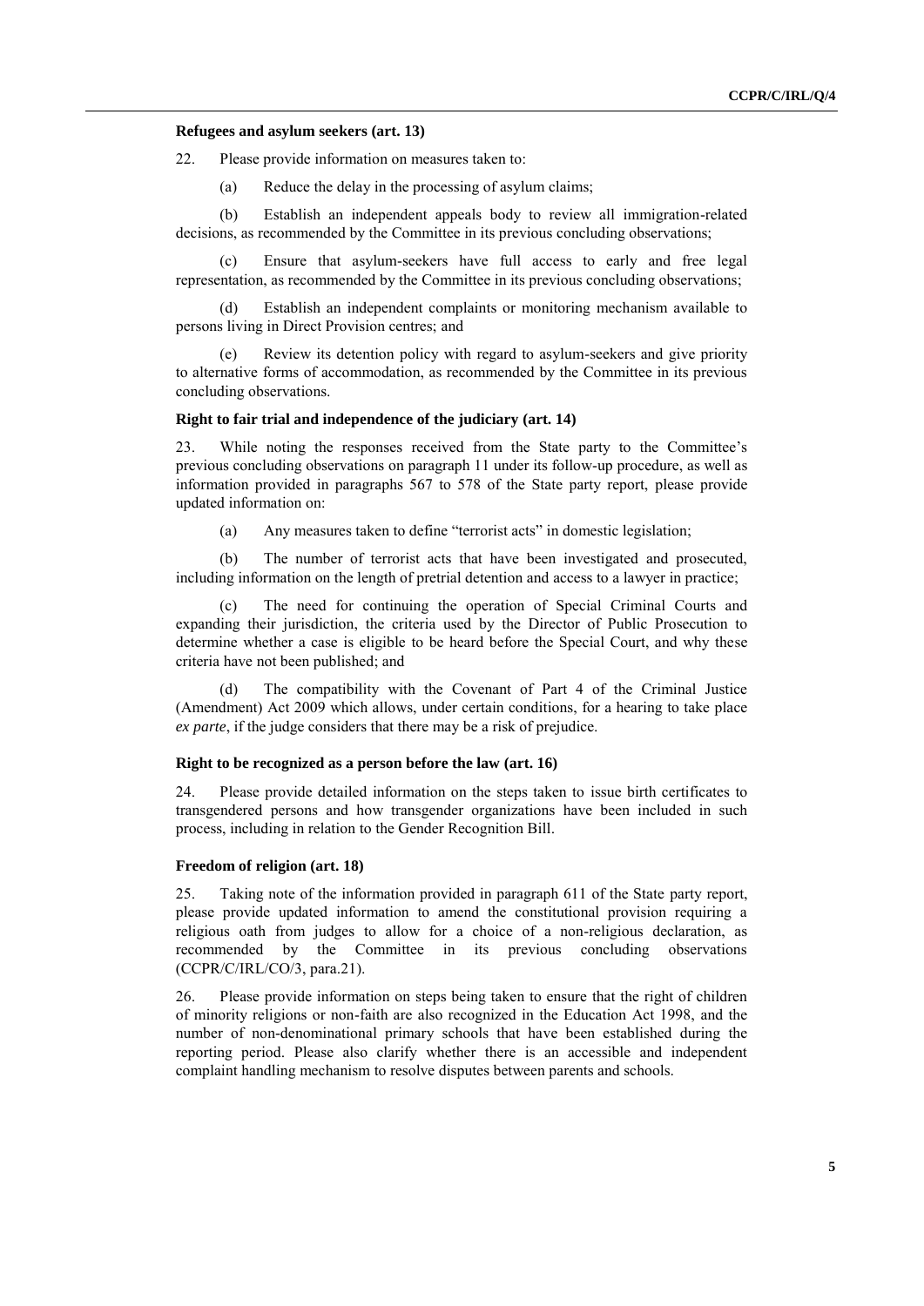### Refugees and asylum seekers (art. 13)

22. Please provide information on measures taken to:

(a) Reduce the delay in the processing of asylum claims;

(b) Establish an independent appeals body to review all immigration-related decisions, as recommended by the Committee in its previous concluding observations;

(c) Ensure that asylum-seekers have full access to early and free legal representation, as recommended by the Committee in its previous concluding observations;

(d) Establish an independent complaints or monitoring mechanism available to persons living in Direct Provision centres; and

(e) Review its detention policy with regard to asylum-seekers and give priority to alternative forms of accommodation, as recommended by the Committee in its previous concluding observations.

### Right to fair trial and independence of the judiciary (art. 14)

23. While noting the responses received from the State party to the Committee's previous concluding observations on paragraph 11 under its follow-up procedure, as well as information provided in paragraphs 567 to 578 of the State party report, please provide updated information on:

(a) Any measures taken to define "terrorist acts" in domestic legislation;

(b) The number of terrorist acts that have been investigated and prosecuted, including information on the length of pretrial detention and access to a lawyer in practice;

(c) The need for continuing the operation of Special Criminal Courts and expanding their jurisdiction, the criteria used by the Director of Public Prosecution to determine whether a case is eligible to be heard before the Special Court, and why these criteria have not been published; and

(d) The compatibility with the Covenant of Part 4 of the Criminal Justice (Amendment) Act 2009 which allows, under certain conditions, for a hearing to take place *ex parte*, if the judge considers that there may be a risk of prejudice.

### Right to be recognized as a person before the law (art. 16)

24. Please provide detailed information on the steps taken to issue birth certificates to transgendered persons and how transgender organizations have been included in such process, including in relation to the Gender Recognition Bill.

### Freedom of religion (art. 18)

25. Taking note of the information provided in paragraph 611 of the State party report, please provide updated information to amend the constitutional provision requiring a religious oath from judges to allow for a choice of a non-religious declaration, as recommended by the Committee in its previous concluding observations (CCPR/C/IRL/CO/3, para.21).

26. Please provide information on steps being taken to ensure that the right of children of minority religions or non-faith are also recognized in the Education Act 1998, and the number of non-denominational primary schools that have been established during the reporting period. Please also clarify whether there is an accessible and independent complaint handling mechanism to resolve disputes between parents and schools.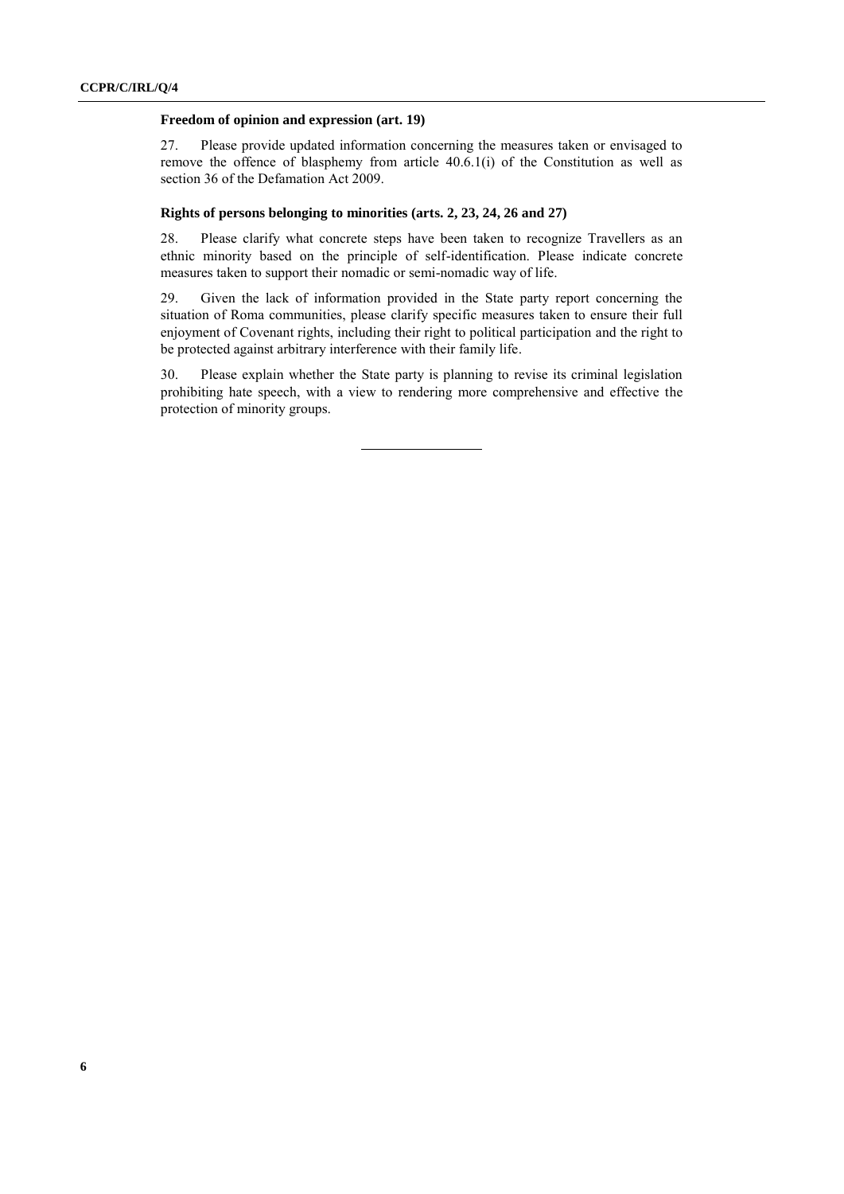### Freedom of opinion and expression (art. 19)

27. Please provide updated information concerning the measures taken or envisaged to remove the offence of blasphemy from article 40.6.1(i) of the Constitution as well as section 36 of the Defamation Act 2009.

### Rights of persons belonging to minorities (arts. 2, 23, 24, 26 and 27)

28. Please clarify what concrete steps have been taken to recognize Travellers as an ethnic minority based on the principle of self-identification. Please indicate concrete measures taken to support their nomadic or semi-nomadic way of life.

29. Given the lack of information provided in the State party report concerning the situation of Roma communities, please clarify specific measures taken to ensure their full enjoyment of Covenant rights, including their right to political participation and the right to be protected against arbitrary interference with their family life.

30. Please explain whether the State party is planning to revise its criminal legislation prohibiting hate speech, with a view to rendering more comprehensive and effective the protection of minority groups.